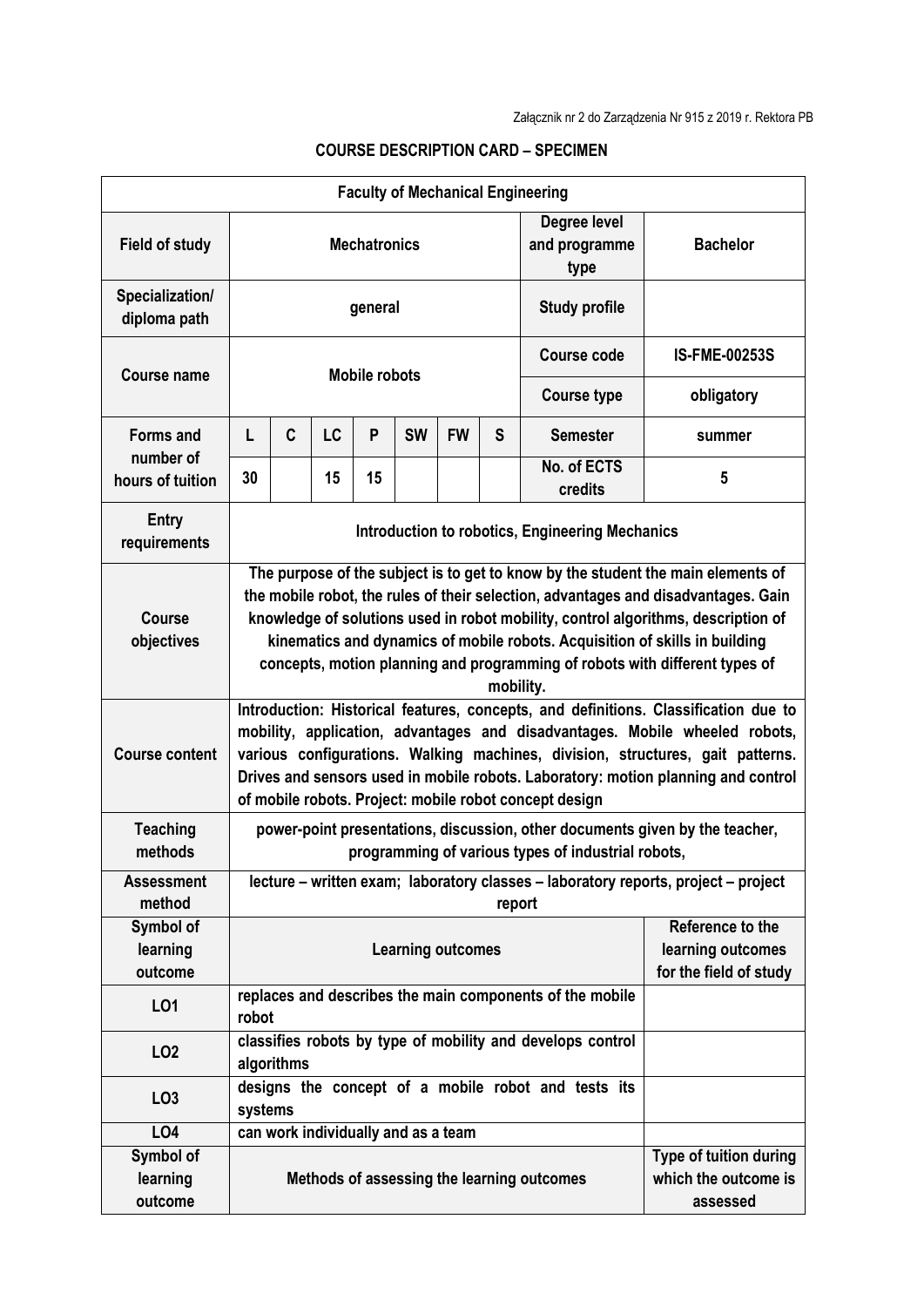Załącznik nr 2 do Zarządzenia Nr 915 z 2019 r. Rektora PB

## COURSE DESCRIPTION CARD – SPECIMEN

| Faculty of Mechanical Engineering | | | | | | | | | |
|---|---|---|---|---|---|---|---|---|---|
| **Field of study** | **Mechatronics** | | | | | | | **Degree level and programme type** | **Bachelor** |
| **Specialization/ diploma path** | **general** | | | | | | | **Study profile** | |
| **Course name** | **Mobile robots** | | | | | | | **Course code** | **IS-FME-00253S** |
| | | | | | | | | **Course type** | **obligatory** |
| **Forms and number of hours of tuition** | **L** | **C** | **LC** | **P** | **SW** | **FW** | **S** | **Semester** | **summer** |
| | **30** | | **15** | **15** | | | | **No. of ECTS credits** | **5** |
| **Entry requirements** | **Introduction to robotics, Engineering Mechanics** | | | | | | | | |
| **Course objectives** | **The purpose of the subject is to get to know by the student the main elements of the mobile robot, the rules of their selection, advantages and disadvantages. Gain knowledge of solutions used in robot mobility, control algorithms, description of kinematics and dynamics of mobile robots. Acquisition of skills in building concepts, motion planning and programming of robots with different types of mobility.** | | | | | | | | |
| **Course content** | **Introduction: Historical features, concepts, and definitions. Classification due to mobility, application, advantages and disadvantages. Mobile wheeled robots, various configurations. Walking machines, division, structures, gait patterns. Drives and sensors used in mobile robots. Laboratory: motion planning and control of mobile robots. Project: mobile robot concept design** | | | | | | | | |
| **Teaching methods** | **power-point presentations, discussion, other documents given by the teacher, programming of various types of industrial robots,** | | | | | | | | |
| **Assessment method** | **lecture – written exam; laboratory classes – laboratory reports, project – project report** | | | | | | | | |
| **Symbol of learning outcome** | **Learning outcomes** | | | | | | | | **Reference to the learning outcomes for the field of study** |
| **LO1** | **replaces and describes the main components of the mobile robot** | | | | | | | | |
| **LO2** | **classifies robots by type of mobility and develops control algorithms** | | | | | | | | |
| **LO3** | **designs the concept of a mobile robot and tests its systems** | | | | | | | | |
| **LO4** | **can work individually and as a team** | | | | | | | | |
| **Symbol of learning outcome** | **Methods of assessing the learning outcomes** | | | | | | | | **Type of tuition during which the outcome is assessed** |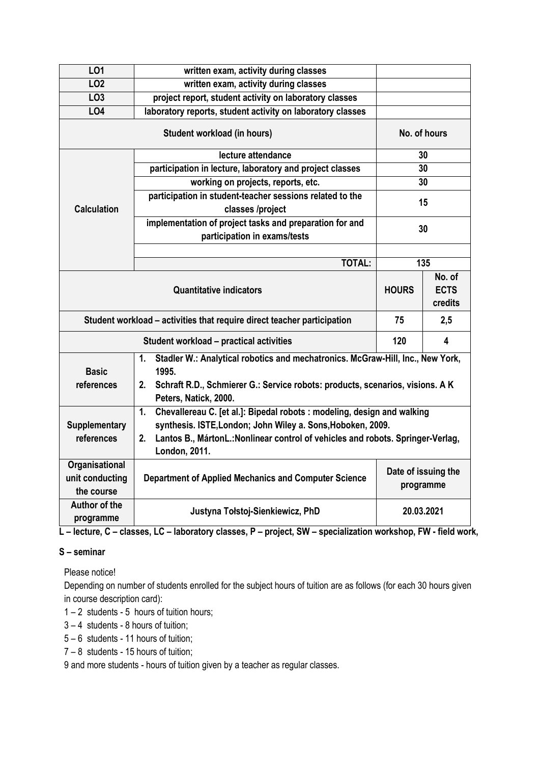| | | | |
|---|---|---|---|
| **LO1** | **written exam, activity during classes** | | |
| **LO2** | **written exam, activity during classes** | | |
| **LO3** | **project report, student activity on laboratory classes** | | |
| **LO4** | **laboratory reports, student activity on laboratory classes** | | |
| **Student workload (in hours)** | | **No. of hours** | |
| **Calculation** | **lecture attendance** | **30** | |
| | **participation in lecture, laboratory and project classes** | **30** | |
| | **working on projects, reports, etc.** | **30** | |
| | **participation in student-teacher sessions related to the classes /project** | **15** | |
| | **implementation of project tasks and preparation for and participation in exams/tests** | **30** | |
| | | | |
| | **TOTAL:** | **135** | |
| **Quantitative indicators** | | **HOURS** | **No. of ECTS credits** |
| **Student workload – activities that require direct teacher participation** | | **75** | **2,5** |
| **Student workload – practical activities** | | **120** | **4** |
| **Basic references** | **1. Stadler W.: Analytical robotics and mechatronics. McGraw-Hill, Inc., New York, 1995.**<br>**2. Schraft R.D., Schmierer G.: Service robots: products, scenarios, visions. A K Peters, Natick, 2000.** | | |
| **Supplementary references** | **1. Chevallereau C. [et al.]: Bipedal robots : modeling, design and walking synthesis. ISTE,London; John Wiley a. Sons,Hoboken, 2009.**<br>**2. Lantos B., MártonL.:Nonlinear control of vehicles and robots. Springer-Verlag, London, 2011.** | | |
| **Organisational unit conducting the course** | **Department of Applied Mechanics and Computer Science** | **Date of issuing the programme** | |
| **Author of the programme** | **Justyna Tołstoj-Sienkiewicz, PhD** | **20.03.2021** | |

**L – lecture, C – classes, LC – laboratory classes, P – project, SW – specialization workshop, FW - field work, S – seminar**

Please notice!

Depending on number of students enrolled for the subject hours of tuition are as follows (for each 30 hours given in course description card):

1 – 2 students - 5 hours of tuition hours;

3 – 4 students - 8 hours of tuition;

5 – 6 students - 11 hours of tuition;

7 – 8 students - 15 hours of tuition;

9 and more students - hours of tuition given by a teacher as regular classes.